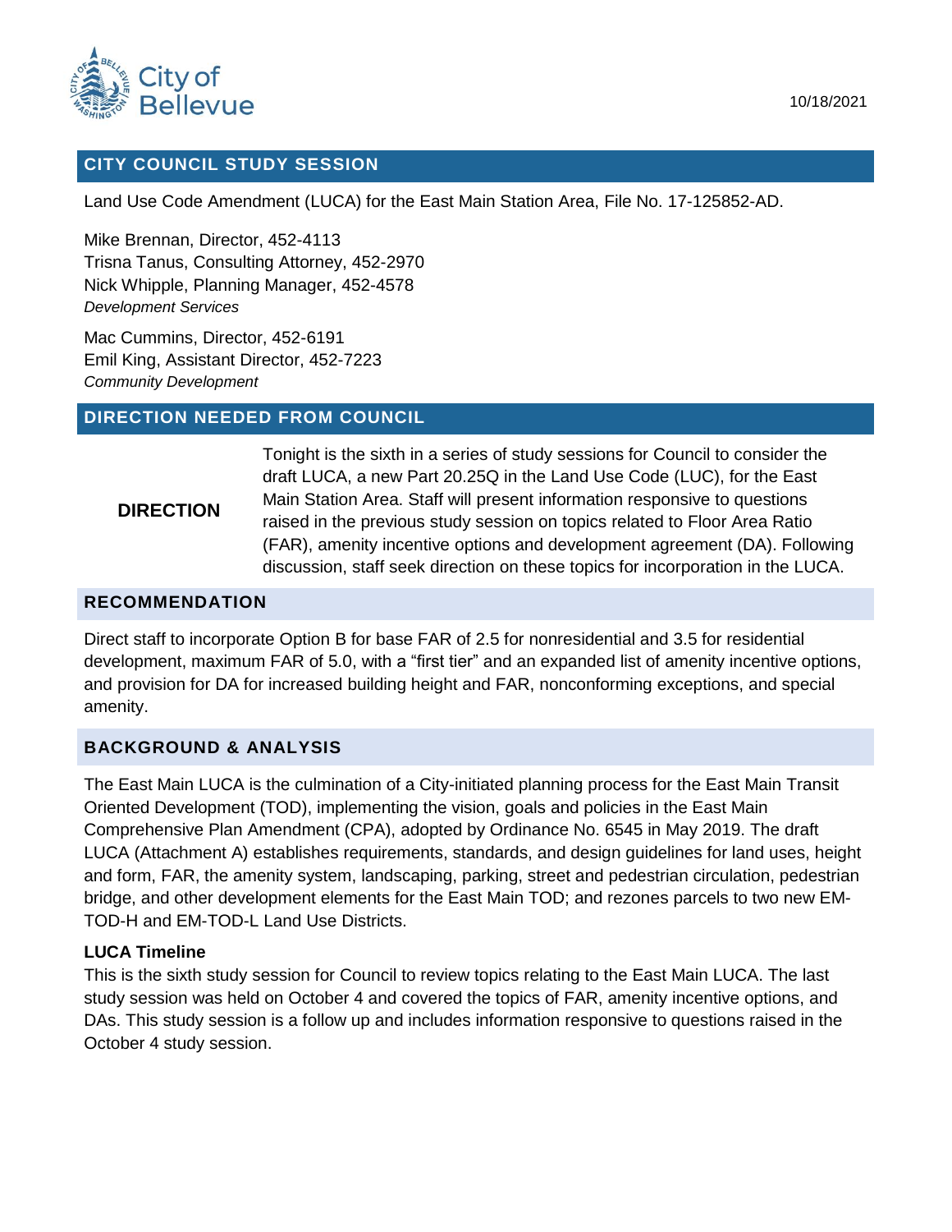City of Bellevue

10/18/2021

## CITY COUNCIL STUDY SESSION

Land Use Code Amendment (LUCA) for the East Main Station Area, File No. 17-125852-AD.

Mike Brennan, Director, 452-4113
Trisna Tanus, Consulting Attorney, 452-2970
Nick Whipple, Planning Manager, 452-4578
*Development Services*

Mac Cummins, Director, 452-6191
Emil King, Assistant Director, 452-7223
*Community Development*

## DIRECTION NEEDED FROM COUNCIL

**DIRECTION**

Tonight is the sixth in a series of study sessions for Council to consider the draft LUCA, a new Part 20.25Q in the Land Use Code (LUC), for the East Main Station Area. Staff will present information responsive to questions raised in the previous study session on topics related to Floor Area Ratio (FAR), amenity incentive options and development agreement (DA). Following discussion, staff seek direction on these topics for incorporation in the LUCA.

## RECOMMENDATION

Direct staff to incorporate Option B for base FAR of 2.5 for nonresidential and 3.5 for residential development, maximum FAR of 5.0, with a "first tier" and an expanded list of amenity incentive options, and provision for DA for increased building height and FAR, nonconforming exceptions, and special amenity.

## BACKGROUND & ANALYSIS

The East Main LUCA is the culmination of a City-initiated planning process for the East Main Transit Oriented Development (TOD), implementing the vision, goals and policies in the East Main Comprehensive Plan Amendment (CPA), adopted by Ordinance No. 6545 in May 2019. The draft LUCA (Attachment A) establishes requirements, standards, and design guidelines for land uses, height and form, FAR, the amenity system, landscaping, parking, street and pedestrian circulation, pedestrian bridge, and other development elements for the East Main TOD; and rezones parcels to two new EM-TOD-H and EM-TOD-L Land Use Districts.

### LUCA Timeline

This is the sixth study session for Council to review topics relating to the East Main LUCA. The last study session was held on October 4 and covered the topics of FAR, amenity incentive options, and DAs. This study session is a follow up and includes information responsive to questions raised in the October 4 study session.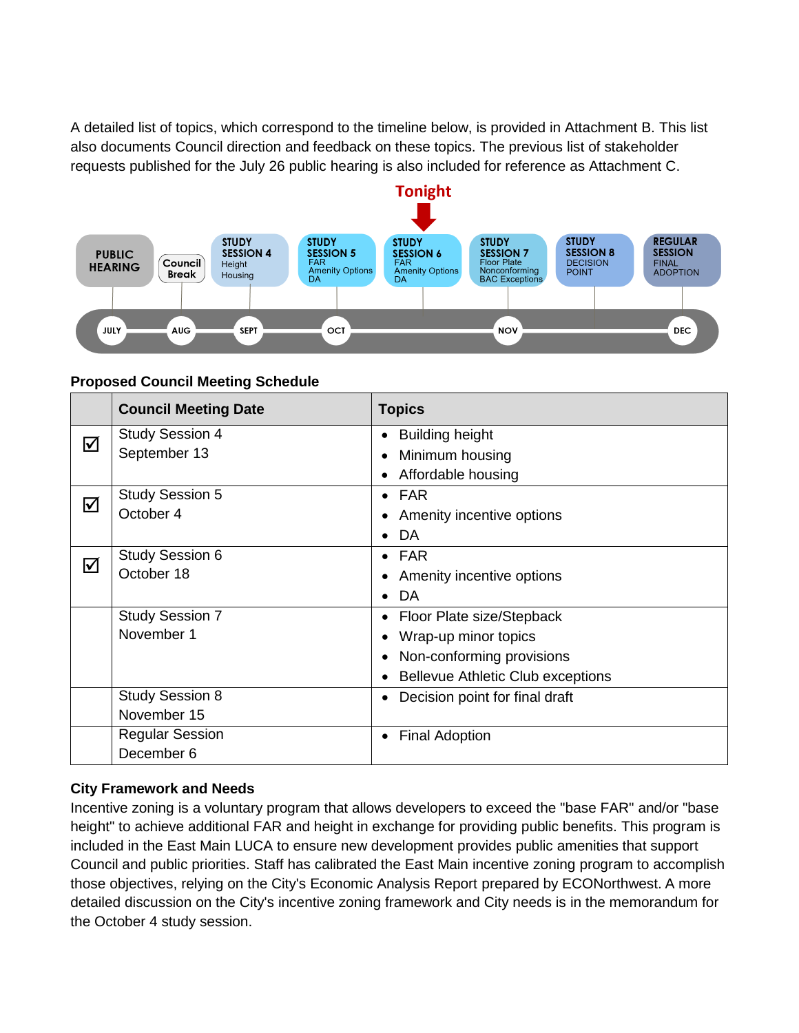A detailed list of topics, which correspond to the timeline below, is provided in Attachment B. This list also documents Council direction and feedback on these topics. The previous list of stakeholder requests published for the July 26 public hearing is also included for reference as Attachment C.

Tonight

| JULY | AUG | SEPT | OCT | | NOV | | DEC |
|---|---|---|---|---|---|---|---|
| PUBLIC HEARING | Council Break | STUDY SESSION 4 Height Housing | STUDY SESSION 5 FAR Amenity Options DA | STUDY SESSION 6 FAR Amenity Options DA (Tonight) | STUDY SESSION 7 Floor Plate Nonconforming BAC Exceptions | STUDY SESSION 8 DECISION POINT | REGULAR SESSION FINAL ADOPTION |

**Proposed Council Meeting Schedule**

| | Council Meeting Date | Topics |
|---|---|---|
| ☑ | Study Session 4<br>September 13 | • Building height<br>• Minimum housing<br>• Affordable housing |
| ☑ | Study Session 5<br>October 4 | • FAR<br>• Amenity incentive options<br>• DA |
| ☑ | Study Session 6<br>October 18 | • FAR<br>• Amenity incentive options<br>• DA |
| | Study Session 7<br>November 1 | • Floor Plate size/Stepback<br>• Wrap-up minor topics<br>• Non-conforming provisions<br>• Bellevue Athletic Club exceptions |
| | Study Session 8<br>November 15 | • Decision point for final draft |
| | Regular Session<br>December 6 | • Final Adoption |

**City Framework and Needs**

Incentive zoning is a voluntary program that allows developers to exceed the "base FAR" and/or "base height" to achieve additional FAR and height in exchange for providing public benefits. This program is included in the East Main LUCA to ensure new development provides public amenities that support Council and public priorities. Staff has calibrated the East Main incentive zoning program to accomplish those objectives, relying on the City's Economic Analysis Report prepared by ECONorthwest. A more detailed discussion on the City's incentive zoning framework and City needs is in the memorandum for the October 4 study session.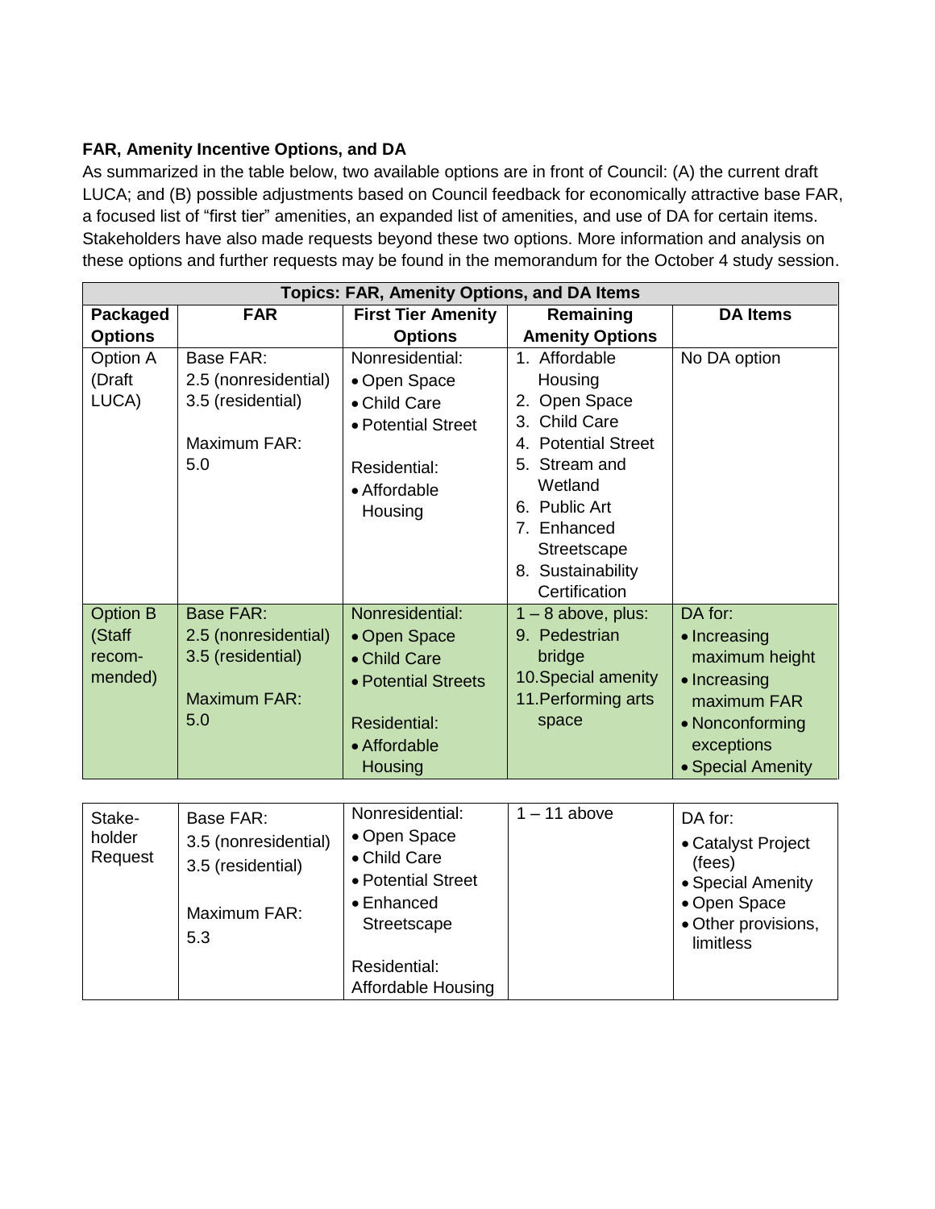**FAR, Amenity Incentive Options, and DA**

As summarized in the table below, two available options are in front of Council: (A) the current draft LUCA; and (B) possible adjustments based on Council feedback for economically attractive base FAR, a focused list of "first tier" amenities, an expanded list of amenities, and use of DA for certain items. Stakeholders have also made requests beyond these two options. More information and analysis on these options and further requests may be found in the memorandum for the October 4 study session.

| Topics: FAR, Amenity Options, and DA Items | | | | |
|---|---|---|---|---|
| **Packaged Options** | **FAR** | **First Tier Amenity Options** | **Remaining Amenity Options** | **DA Items** |
| Option A (Draft LUCA) | Base FAR:<br>2.5 (nonresidential)<br>3.5 (residential)<br><br>Maximum FAR:<br>5.0 | Nonresidential:<br>• Open Space<br>• Child Care<br>• Potential Street<br><br>Residential:<br>• Affordable Housing | 1. Affordable Housing<br>2. Open Space<br>3. Child Care<br>4. Potential Street<br>5. Stream and Wetland<br>6. Public Art<br>7. Enhanced Streetscape<br>8. Sustainability Certification | No DA option |
| Option B (Staff recom-mended) | Base FAR:<br>2.5 (nonresidential)<br>3.5 (residential)<br><br>Maximum FAR:<br>5.0 | Nonresidential:<br>• Open Space<br>• Child Care<br>• Potential Streets<br><br>Residential:<br>• Affordable Housing | 1 – 8 above, plus:<br>9. Pedestrian bridge<br>10. Special amenity<br>11. Performing arts space | DA for:<br>• Increasing maximum height<br>• Increasing maximum FAR<br>• Nonconforming exceptions<br>• Special Amenity |
| Stake-holder Request | Base FAR:<br>3.5 (nonresidential)<br>3.5 (residential)<br><br>Maximum FAR:<br>5.3 | Nonresidential:<br>• Open Space<br>• Child Care<br>• Potential Street<br>• Enhanced Streetscape<br><br>Residential:<br>Affordable Housing | 1 – 11 above | DA for:<br>• Catalyst Project (fees)<br>• Special Amenity<br>• Open Space<br>• Other provisions, limitless |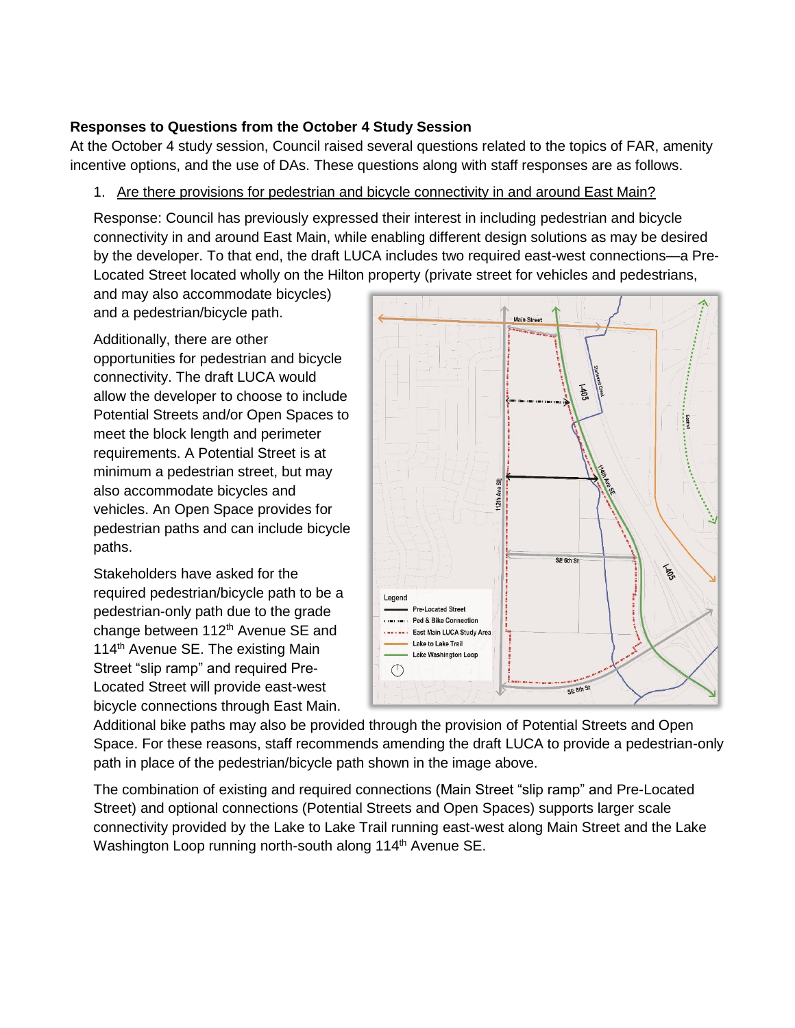**Responses to Questions from the October 4 Study Session**

At the October 4 study session, Council raised several questions related to the topics of FAR, amenity incentive options, and the use of DAs. These questions along with staff responses are as follows.

1. Are there provisions for pedestrian and bicycle connectivity in and around East Main?

   Response: Council has previously expressed their interest in including pedestrian and bicycle connectivity in and around East Main, while enabling different design solutions as may be desired by the developer. To that end, the draft LUCA includes two required east-west connections—a Pre-Located Street located wholly on the Hilton property (private street for vehicles and pedestrians, and may also accommodate bicycles) and a pedestrian/bicycle path.

   Additionally, there are other opportunities for pedestrian and bicycle connectivity. The draft LUCA would allow the developer to choose to include Potential Streets and/or Open Spaces to meet the block length and perimeter requirements. A Potential Street is at minimum a pedestrian street, but may also accommodate bicycles and vehicles. An Open Space provides for pedestrian paths and can include bicycle paths.

   Stakeholders have asked for the required pedestrian/bicycle path to be a pedestrian-only path due to the grade change between 112th Avenue SE and 114th Avenue SE. The existing Main Street "slip ramp" and required Pre-Located Street will provide east-west bicycle connections through East Main. Additional bike paths may also be provided through the provision of Potential Streets and Open Space. For these reasons, staff recommends amending the draft LUCA to provide a pedestrian-only path in place of the pedestrian/bicycle path shown in the image above.

   The combination of existing and required connections (Main Street "slip ramp" and Pre-Located Street) and optional connections (Potential Streets and Open Spaces) supports larger scale connectivity provided by the Lake to Lake Trail running east-west along Main Street and the Lake Washington Loop running north-south along 114th Avenue SE.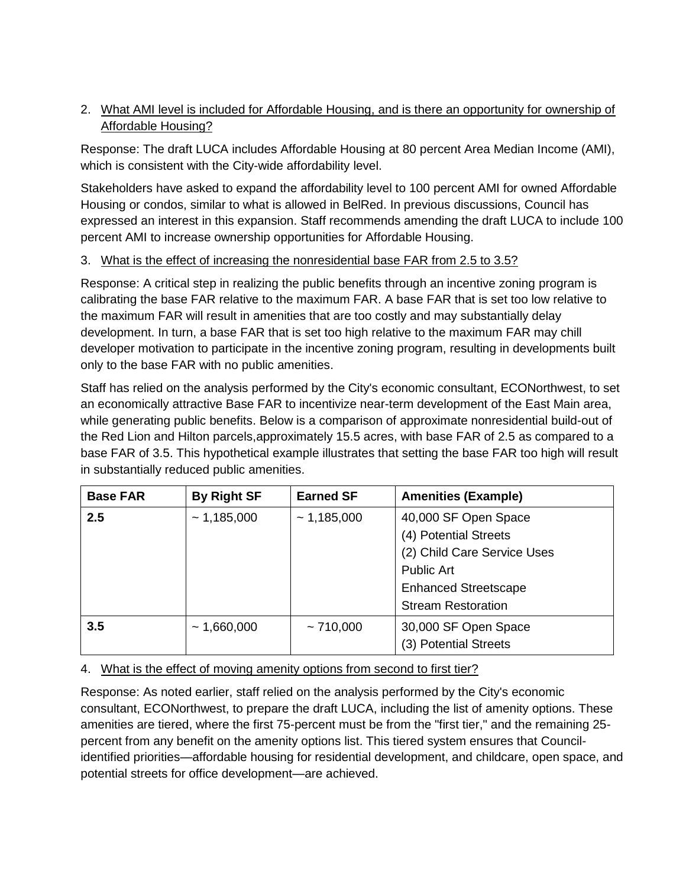2. <u>What AMI level is included for Affordable Housing, and is there an opportunity for ownership of Affordable Housing?</u>

Response: The draft LUCA includes Affordable Housing at 80 percent Area Median Income (AMI), which is consistent with the City-wide affordability level.

Stakeholders have asked to expand the affordability level to 100 percent AMI for owned Affordable Housing or condos, similar to what is allowed in BelRed. In previous discussions, Council has expressed an interest in this expansion. Staff recommends amending the draft LUCA to include 100 percent AMI to increase ownership opportunities for Affordable Housing.

3. <u>What is the effect of increasing the nonresidential base FAR from 2.5 to 3.5?</u>

Response: A critical step in realizing the public benefits through an incentive zoning program is calibrating the base FAR relative to the maximum FAR. A base FAR that is set too low relative to the maximum FAR will result in amenities that are too costly and may substantially delay development. In turn, a base FAR that is set too high relative to the maximum FAR may chill developer motivation to participate in the incentive zoning program, resulting in developments built only to the base FAR with no public amenities.

Staff has relied on the analysis performed by the City's economic consultant, ECONorthwest, to set an economically attractive Base FAR to incentivize near-term development of the East Main area, while generating public benefits. Below is a comparison of approximate nonresidential build-out of the Red Lion and Hilton parcels,approximately 15.5 acres, with base FAR of 2.5 as compared to a base FAR of 3.5. This hypothetical example illustrates that setting the base FAR too high will result in substantially reduced public amenities.

| Base FAR | By Right SF | Earned SF | Amenities (Example) |
|---|---|---|---|
| **2.5** | ~ 1,185,000 | ~ 1,185,000 | 40,000 SF Open Space<br>(4) Potential Streets<br>(2) Child Care Service Uses<br>Public Art<br>Enhanced Streetscape<br>Stream Restoration |
| **3.5** | ~ 1,660,000 | ~ 710,000 | 30,000 SF Open Space<br>(3) Potential Streets |

4. <u>What is the effect of moving amenity options from second to first tier?</u>

Response: As noted earlier, staff relied on the analysis performed by the City's economic consultant, ECONorthwest, to prepare the draft LUCA, including the list of amenity options. These amenities are tiered, where the first 75-percent must be from the "first tier," and the remaining 25-percent from any benefit on the amenity options list. This tiered system ensures that Council-identified priorities—affordable housing for residential development, and childcare, open space, and potential streets for office development—are achieved.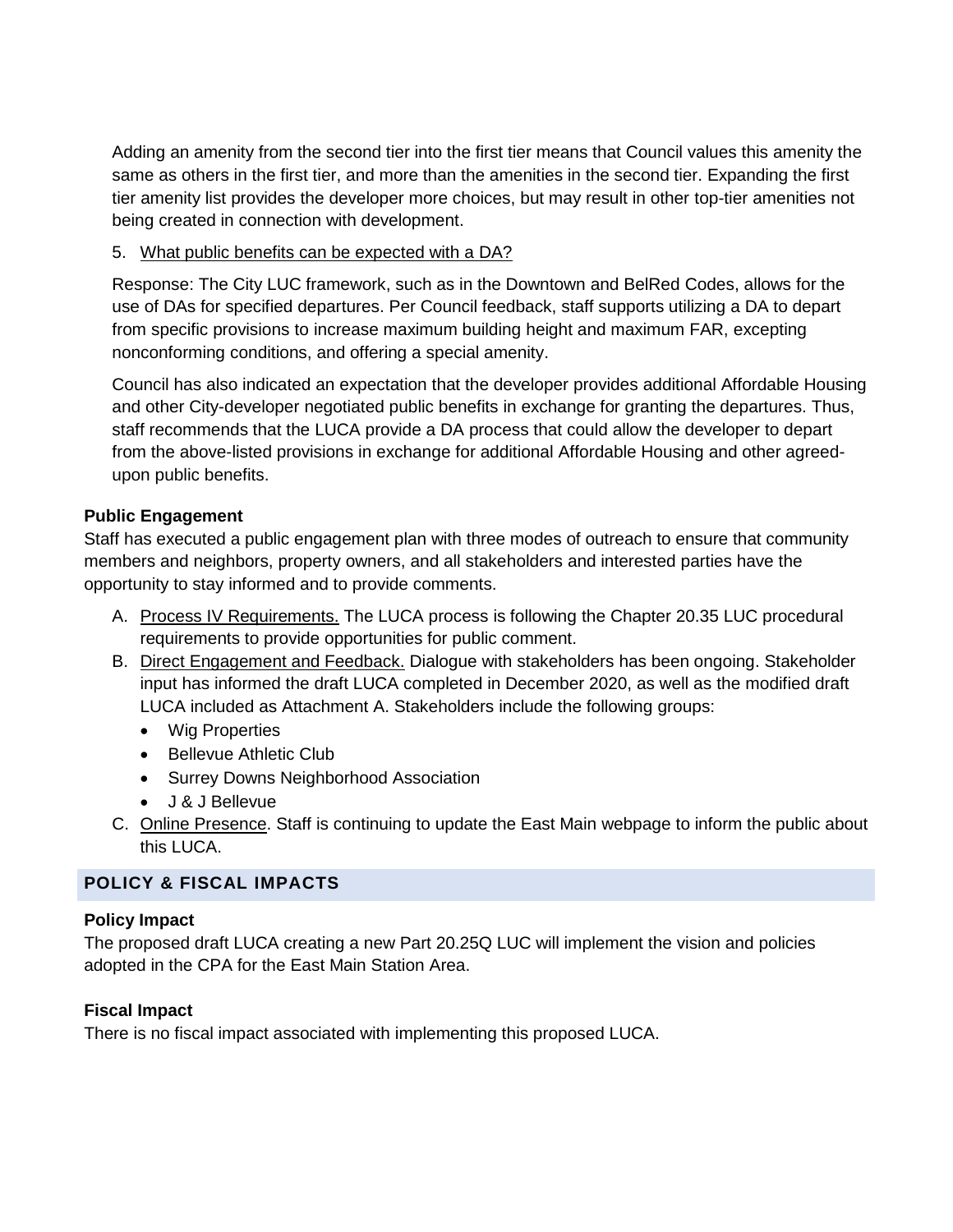Adding an amenity from the second tier into the first tier means that Council values this amenity the same as others in the first tier, and more than the amenities in the second tier. Expanding the first tier amenity list provides the developer more choices, but may result in other top-tier amenities not being created in connection with development.

5. What public benefits can be expected with a DA?

Response: The City LUC framework, such as in the Downtown and BelRed Codes, allows for the use of DAs for specified departures. Per Council feedback, staff supports utilizing a DA to depart from specific provisions to increase maximum building height and maximum FAR, excepting nonconforming conditions, and offering a special amenity.

Council has also indicated an expectation that the developer provides additional Affordable Housing and other City-developer negotiated public benefits in exchange for granting the departures. Thus, staff recommends that the LUCA provide a DA process that could allow the developer to depart from the above-listed provisions in exchange for additional Affordable Housing and other agreed-upon public benefits.

**Public Engagement**

Staff has executed a public engagement plan with three modes of outreach to ensure that community members and neighbors, property owners, and all stakeholders and interested parties have the opportunity to stay informed and to provide comments.

A. Process IV Requirements. The LUCA process is following the Chapter 20.35 LUC procedural requirements to provide opportunities for public comment.
B. Direct Engagement and Feedback. Dialogue with stakeholders has been ongoing. Stakeholder input has informed the draft LUCA completed in December 2020, as well as the modified draft LUCA included as Attachment A. Stakeholders include the following groups:
   - Wig Properties
   - Bellevue Athletic Club
   - Surrey Downs Neighborhood Association
   - J & J Bellevue
C. Online Presence. Staff is continuing to update the East Main webpage to inform the public about this LUCA.

## POLICY & FISCAL IMPACTS

**Policy Impact**

The proposed draft LUCA creating a new Part 20.25Q LUC will implement the vision and policies adopted in the CPA for the East Main Station Area.

**Fiscal Impact**

There is no fiscal impact associated with implementing this proposed LUCA.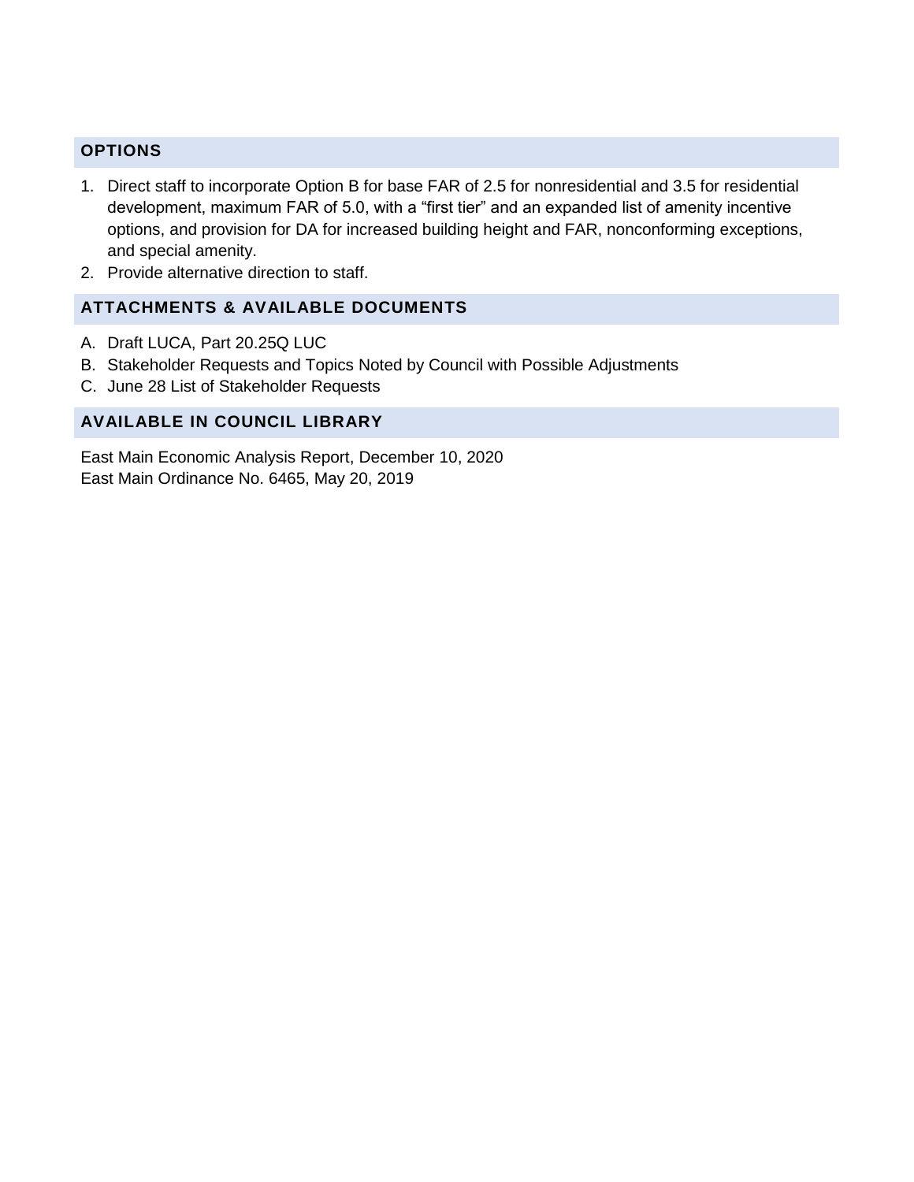## OPTIONS

1. Direct staff to incorporate Option B for base FAR of 2.5 for nonresidential and 3.5 for residential development, maximum FAR of 5.0, with a "first tier" and an expanded list of amenity incentive options, and provision for DA for increased building height and FAR, nonconforming exceptions, and special amenity.
2. Provide alternative direction to staff.

## ATTACHMENTS & AVAILABLE DOCUMENTS

A. Draft LUCA, Part 20.25Q LUC
B. Stakeholder Requests and Topics Noted by Council with Possible Adjustments
C. June 28 List of Stakeholder Requests

## AVAILABLE IN COUNCIL LIBRARY

East Main Economic Analysis Report, December 10, 2020
East Main Ordinance No. 6465, May 20, 2019